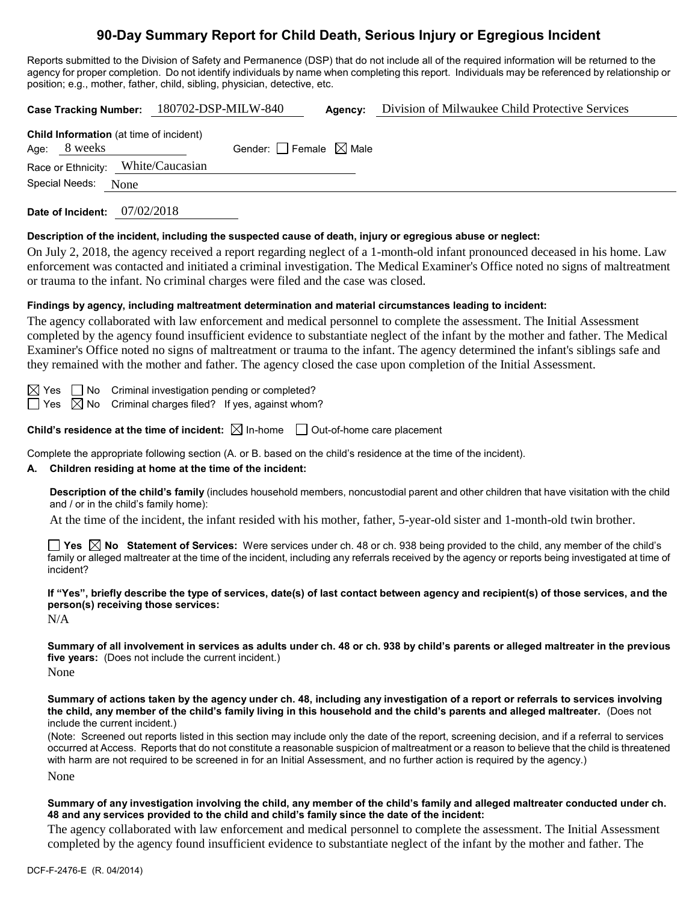# 90-Day Summary Report for Child Death, Serious Injury or Egregious Incident

Reports submitted to the Division of Safety and Permanence (DSP) that do not include all of the required information will be returned to the agency for proper completion. Do not identify individuals by name when completing this report. Individuals may be referenced by relationship or position; e.g., mother, father, child, sibling, physician, detective, etc.

**Case Tracking Number:** 180702-DSP-MILW-840 **Agency:** Division of Milwaukee Child Protective Services

**Child Information** (at time of incident)
Age: 8 weeks Gender: ☐ Female ☒ Male
Race or Ethnicity: White/Caucasian
Special Needs: None

**Date of Incident:** 07/02/2018

**Description of the incident, including the suspected cause of death, injury or egregious abuse or neglect:**

On July 2, 2018, the agency received a report regarding neglect of a 1-month-old infant pronounced deceased in his home. Law enforcement was contacted and initiated a criminal investigation. The Medical Examiner's Office noted no signs of maltreatment or trauma to the infant. No criminal charges were filed and the case was closed.

**Findings by agency, including maltreatment determination and material circumstances leading to incident:**

The agency collaborated with law enforcement and medical personnel to complete the assessment. The Initial Assessment completed by the agency found insufficient evidence to substantiate neglect of the infant by the mother and father. The Medical Examiner's Office noted no signs of maltreatment or trauma to the infant. The agency determined the infant's siblings safe and they remained with the mother and father. The agency closed the case upon completion of the Initial Assessment.

☒ Yes ☐ No Criminal investigation pending or completed?
☐ Yes ☒ No Criminal charges filed? If yes, against whom?

**Child's residence at the time of incident:** ☒ In-home ☐ Out-of-home care placement

Complete the appropriate following section (A. or B. based on the child's residence at the time of the incident).

**A. Children residing at home at the time of the incident:**

**Description of the child's family** (includes household members, noncustodial parent and other children that have visitation with the child and / or in the child's family home):

At the time of the incident, the infant resided with his mother, father, 5-year-old sister and 1-month-old twin brother.

☐ **Yes** ☒ **No Statement of Services:** Were services under ch. 48 or ch. 938 being provided to the child, any member of the child's family or alleged maltreater at the time of the incident, including any referrals received by the agency or reports being investigated at time of incident?

**If "Yes", briefly describe the type of services, date(s) of last contact between agency and recipient(s) of those services, and the person(s) receiving those services:**

N/A

**Summary of all involvement in services as adults under ch. 48 or ch. 938 by child's parents or alleged maltreater in the previous five years:** (Does not include the current incident.)

None

**Summary of actions taken by the agency under ch. 48, including any investigation of a report or referrals to services involving the child, any member of the child's family living in this household and the child's parents and alleged maltreater.** (Does not include the current incident.)

(Note: Screened out reports listed in this section may include only the date of the report, screening decision, and if a referral to services occurred at Access. Reports that do not constitute a reasonable suspicion of maltreatment or a reason to believe that the child is threatened with harm are not required to be screened in for an Initial Assessment, and no further action is required by the agency.)

None

**Summary of any investigation involving the child, any member of the child's family and alleged maltreater conducted under ch. 48 and any services provided to the child and child's family since the date of the incident:**

The agency collaborated with law enforcement and medical personnel to complete the assessment. The Initial Assessment completed by the agency found insufficient evidence to substantiate neglect of the infant by the mother and father. The

DCF-F-2476-E (R. 04/2014)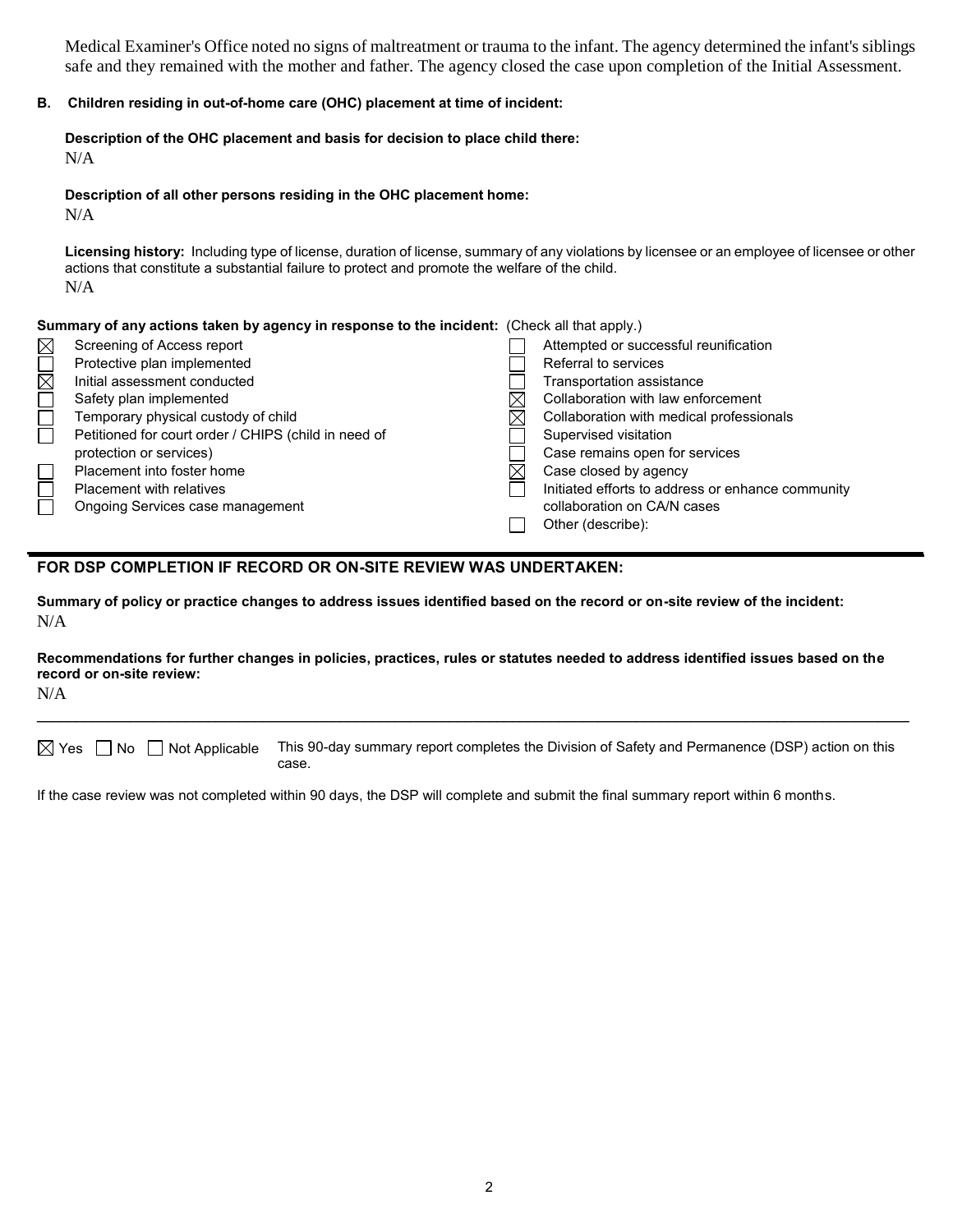Medical Examiner's Office noted no signs of maltreatment or trauma to the infant. The agency determined the infant's siblings safe and they remained with the mother and father. The agency closed the case upon completion of the Initial Assessment.

**B. Children residing in out-of-home care (OHC) placement at time of incident:**

**Description of the OHC placement and basis for decision to place child there:**
N/A

**Description of all other persons residing in the OHC placement home:**
N/A

**Licensing history:** Including type of license, duration of license, summary of any violations by licensee or an employee of licensee or other actions that constitute a substantial failure to protect and promote the welfare of the child.
N/A

**Summary of any actions taken by agency in response to the incident:** (Check all that apply.)

- ☒ Screening of Access report
- ☐ Protective plan implemented
- ☒ Initial assessment conducted
- ☐ Safety plan implemented
- ☐ Temporary physical custody of child
- ☐ Petitioned for court order / CHIPS (child in need of protection or services)
- ☐ Placement into foster home
- ☐ Placement with relatives
- ☐ Ongoing Services case management
- ☐ Attempted or successful reunification
- ☐ Referral to services
- ☐ Transportation assistance
- ☒ Collaboration with law enforcement
- ☒ Collaboration with medical professionals
- ☐ Supervised visitation
- ☐ Case remains open for services
- ☒ Case closed by agency
- ☐ Initiated efforts to address or enhance community collaboration on CA/N cases
- ☐ Other (describe):

## FOR DSP COMPLETION IF RECORD OR ON-SITE REVIEW WAS UNDERTAKEN:

**Summary of policy or practice changes to address issues identified based on the record or on-site review of the incident:**
N/A

**Recommendations for further changes in policies, practices, rules or statutes needed to address identified issues based on the record or on-site review:**
N/A

---

☒ Yes ☐ No ☐ Not Applicable This 90-day summary report completes the Division of Safety and Permanence (DSP) action on this case.

If the case review was not completed within 90 days, the DSP will complete and submit the final summary report within 6 months.